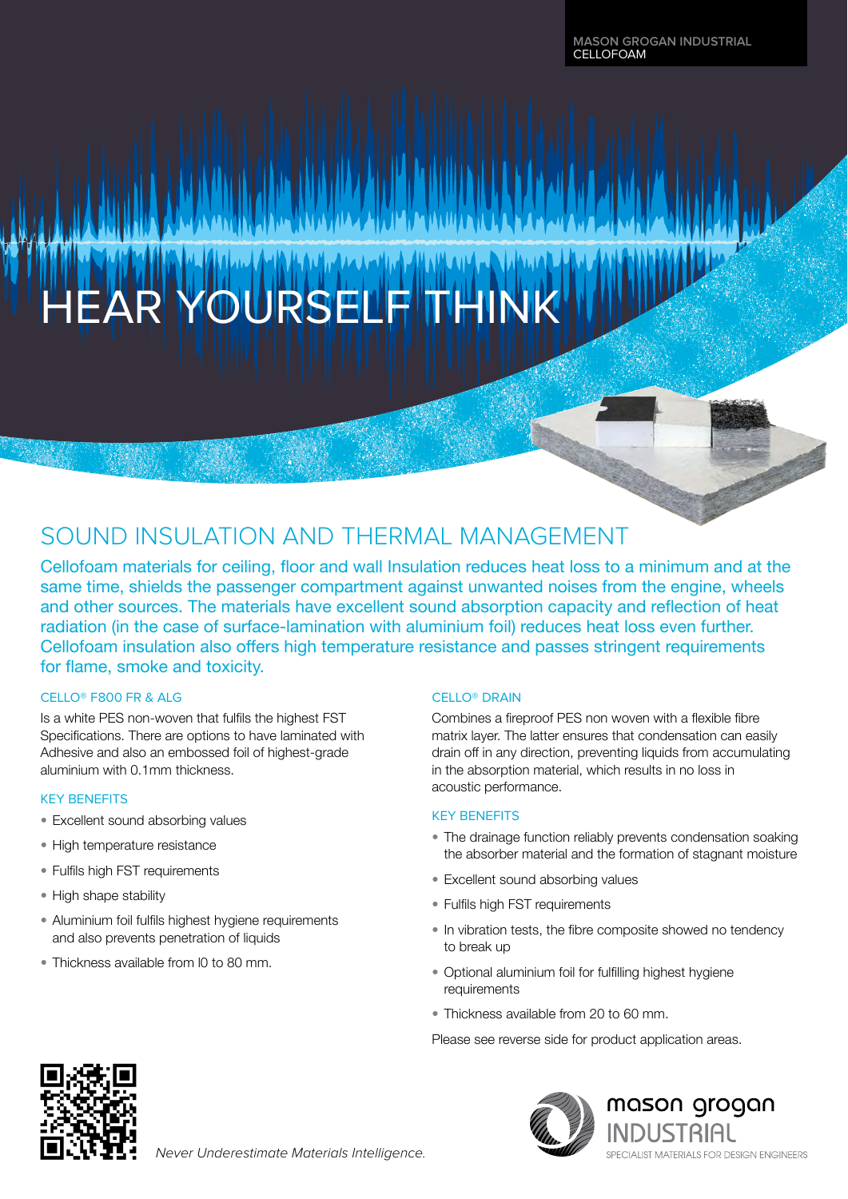MASON GROGAN INDUSTRIAL
CELLOFOAM

# HEAR YOURSELF THINK

## SOUND INSULATION AND THERMAL MANAGEMENT

Cellofoam materials for ceiling, floor and wall Insulation reduces heat loss to a minimum and at the same time, shields the passenger compartment against unwanted noises from the engine, wheels and other sources. The materials have excellent sound absorption capacity and reflection of heat radiation (in the case of surface-lamination with aluminium foil) reduces heat loss even further. Cellofoam insulation also offers high temperature resistance and passes stringent requirements for flame, smoke and toxicity.

### CELLO® F800 FR & ALG

Is a white PES non-woven that fulfils the highest FST Specifications. There are options to have laminated with Adhesive and also an embossed foil of highest-grade aluminium with 0.1mm thickness.

#### KEY BENEFITS

- Excellent sound absorbing values
- High temperature resistance
- Fulfils high FST requirements
- High shape stability
- Aluminium foil fulfils highest hygiene requirements and also prevents penetration of liquids
- Thickness available from l0 to 80 mm.

### CELLO® DRAIN

Combines a fireproof PES non woven with a flexible fibre matrix layer. The latter ensures that condensation can easily drain off in any direction, preventing liquids from accumulating in the absorption material, which results in no loss in acoustic performance.

#### KEY BENEFITS

- The drainage function reliably prevents condensation soaking the absorber material and the formation of stagnant moisture
- Excellent sound absorbing values
- Fulfils high FST requirements
- In vibration tests, the fibre composite showed no tendency to break up
- Optional aluminium foil for fulfilling highest hygiene requirements
- Thickness available from 20 to 60 mm.

Please see reverse side for product application areas.

*Never Underestimate Materials Intelligence.*

mason grogan INDUSTRIAL
SPECIALIST MATERIALS FOR DESIGN ENGINEERS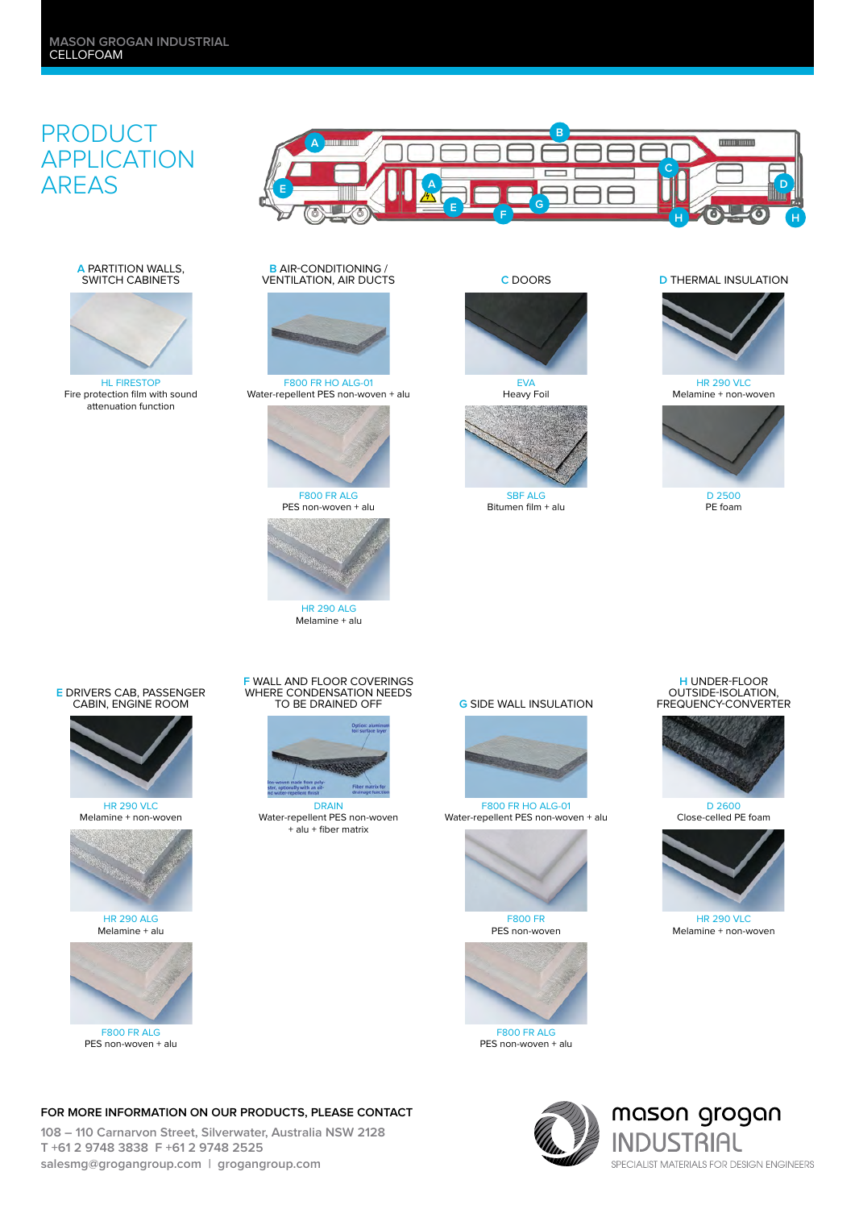# PRODUCT APPLICATION AREAS

### A PARTITION WALLS, SWITCH CABINETS

HL FIRESTOP
Fire protection film with sound attenuation function

### B AIR-CONDITIONING / VENTILATION, AIR DUCTS

F800 FR HO ALG-01
Water-repellent PES non-woven + alu

F800 FR ALG
PES non-woven + alu

HR 290 ALG
Melamine + alu

### C DOORS

EVA
Heavy Foil

SBF ALG
Bitumen film + alu

### D THERMAL INSULATION

HR 290 VLC
Melamine + non-woven

D 2500
PE foam

### E DRIVERS CAB, PASSENGER CABIN, ENGINE ROOM

HR 290 VLC
Melamine + non-woven

HR 290 ALG
Melamine + alu

F800 FR ALG
PES non-woven + alu

### F WALL AND FLOOR COVERINGS WHERE CONDENSATION NEEDS TO BE DRAINED OFF

DRAIN
Water-repellent PES non-woven + alu + fiber matrix

### G SIDE WALL INSULATION

F800 FR HO ALG-01
Water-repellent PES non-woven + alu

F800 FR
PES non-woven

F800 FR ALG
PES non-woven + alu

### H UNDER-FLOOR OUTSIDE-ISOLATION, FREQUENCY-CONVERTER

D 2600
Close-celled PE foam

HR 290 VLC
Melamine + non-woven

**FOR MORE INFORMATION ON OUR PRODUCTS, PLEASE CONTACT**

108 – 110 Carnarvon Street, Silverwater, Australia NSW 2128
T +61 2 9748 3838 F +61 2 9748 2525
salesmg@grogangroup.com | grogangroup.com

mason grogan INDUSTRIAL
SPECIALIST MATERIALS FOR DESIGN ENGINEERS